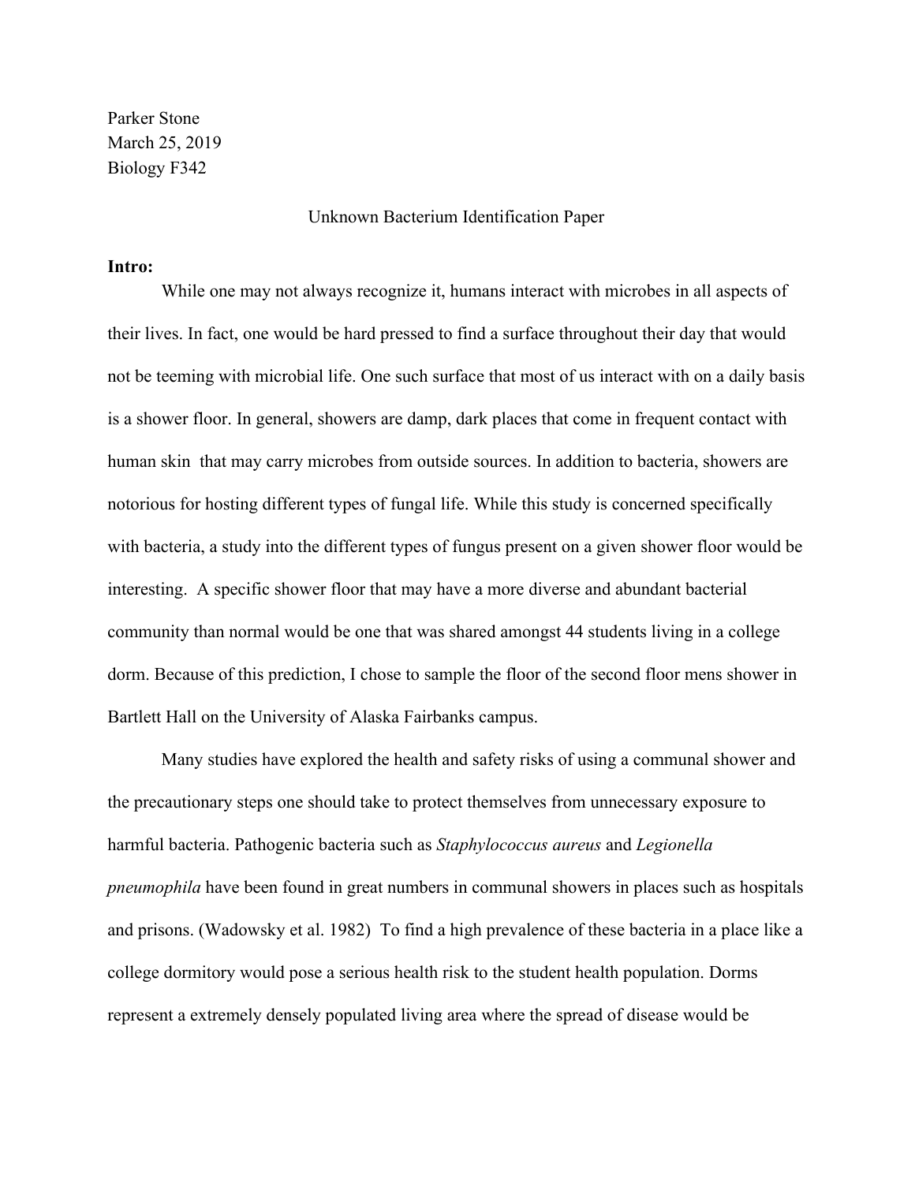Parker Stone
March 25, 2019
Biology F342

Unknown Bacterium Identification Paper

**Intro:**

While one may not always recognize it, humans interact with microbes in all aspects of their lives. In fact, one would be hard pressed to find a surface throughout their day that would not be teeming with microbial life. One such surface that most of us interact with on a daily basis is a shower floor. In general, showers are damp, dark places that come in frequent contact with human skin that may carry microbes from outside sources. In addition to bacteria, showers are notorious for hosting different types of fungal life. While this study is concerned specifically with bacteria, a study into the different types of fungus present on a given shower floor would be interesting. A specific shower floor that may have a more diverse and abundant bacterial community than normal would be one that was shared amongst 44 students living in a college dorm. Because of this prediction, I chose to sample the floor of the second floor mens shower in Bartlett Hall on the University of Alaska Fairbanks campus.

Many studies have explored the health and safety risks of using a communal shower and the precautionary steps one should take to protect themselves from unnecessary exposure to harmful bacteria. Pathogenic bacteria such as *Staphylococcus aureus* and *Legionella pneumophila* have been found in great numbers in communal showers in places such as hospitals and prisons. (Wadowsky et al. 1982) To find a high prevalence of these bacteria in a place like a college dormitory would pose a serious health risk to the student health population. Dorms represent a extremely densely populated living area where the spread of disease would be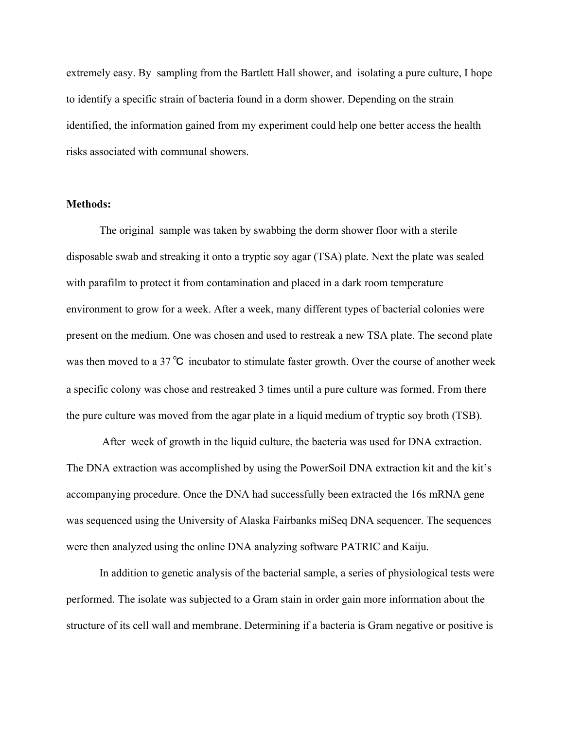extremely easy. By sampling from the Bartlett Hall shower, and isolating a pure culture, I hope to identify a specific strain of bacteria found in a dorm shower. Depending on the strain identified, the information gained from my experiment could help one better access the health risks associated with communal showers.

**Methods:**

The original sample was taken by swabbing the dorm shower floor with a sterile disposable swab and streaking it onto a tryptic soy agar (TSA) plate. Next the plate was sealed with parafilm to protect it from contamination and placed in a dark room temperature environment to grow for a week. After a week, many different types of bacterial colonies were present on the medium. One was chosen and used to restreak a new TSA plate. The second plate was then moved to a 37℃ incubator to stimulate faster growth. Over the course of another week a specific colony was chose and restreaked 3 times until a pure culture was formed. From there the pure culture was moved from the agar plate in a liquid medium of tryptic soy broth (TSB).

After week of growth in the liquid culture, the bacteria was used for DNA extraction. The DNA extraction was accomplished by using the PowerSoil DNA extraction kit and the kit's accompanying procedure. Once the DNA had successfully been extracted the 16s mRNA gene was sequenced using the University of Alaska Fairbanks miSeq DNA sequencer. The sequences were then analyzed using the online DNA analyzing software PATRIC and Kaiju.

In addition to genetic analysis of the bacterial sample, a series of physiological tests were performed. The isolate was subjected to a Gram stain in order gain more information about the structure of its cell wall and membrane. Determining if a bacteria is Gram negative or positive is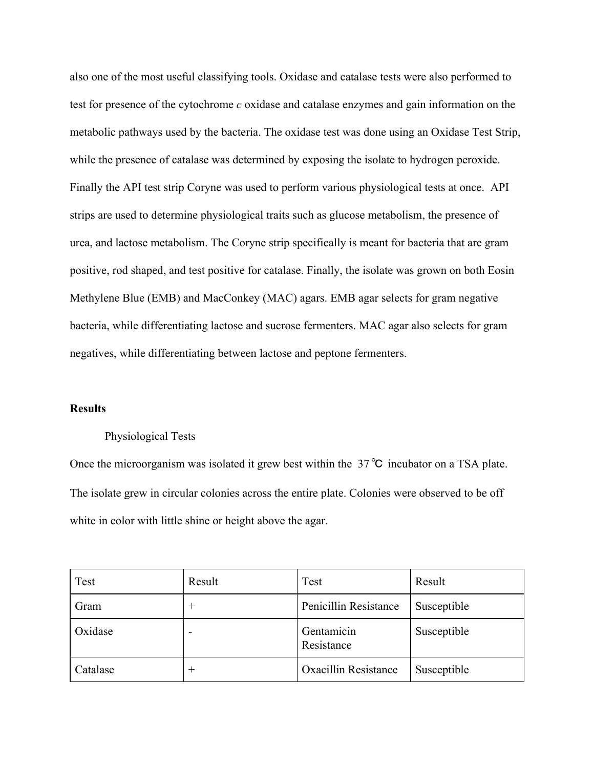also one of the most useful classifying tools. Oxidase and catalase tests were also performed to test for presence of the cytochrome *c* oxidase and catalase enzymes and gain information on the metabolic pathways used by the bacteria. The oxidase test was done using an Oxidase Test Strip, while the presence of catalase was determined by exposing the isolate to hydrogen peroxide. Finally the API test strip Coryne was used to perform various physiological tests at once. API strips are used to determine physiological traits such as glucose metabolism, the presence of urea, and lactose metabolism. The Coryne strip specifically is meant for bacteria that are gram positive, rod shaped, and test positive for catalase. Finally, the isolate was grown on both Eosin Methylene Blue (EMB) and MacConkey (MAC) agars. EMB agar selects for gram negative bacteria, while differentiating lactose and sucrose fermenters. MAC agar also selects for gram negatives, while differentiating between lactose and peptone fermenters.

**Results**

Physiological Tests

Once the microorganism was isolated it grew best within the 37 ℃ incubator on a TSA plate. The isolate grew in circular colonies across the entire plate. Colonies were observed to be off white in color with little shine or height above the agar.

| Test | Result | Test | Result |
|---|---|---|---|
| Gram | + | Penicillin Resistance | Susceptible |
| Oxidase | - | Gentamicin Resistance | Susceptible |
| Catalase | + | Oxacillin Resistance | Susceptible |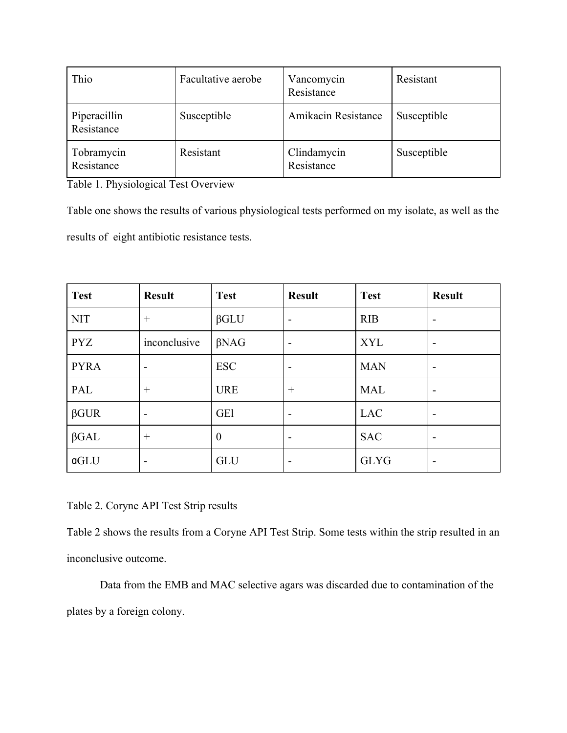| Thio | Facultative aerobe | Vancomycin Resistance | Resistant |
|---|---|---|---|
| Piperacillin Resistance | Susceptible | Amikacin Resistance | Susceptible |
| Tobramycin Resistance | Resistant | Clindamycin Resistance | Susceptible |

Table 1. Physiological Test Overview

Table one shows the results of various physiological tests performed on my isolate, as well as the results of eight antibiotic resistance tests.

| **Test** | **Result** | **Test** | **Result** | **Test** | **Result** |
|---|---|---|---|---|---|
| NIT | + | βGLU | - | RIB | - |
| PYZ | inconclusive | βNAG | - | XYL | - |
| PYRA | - | ESC | - | MAN | - |
| PAL | + | URE | + | MAL | - |
| βGUR | - | GEl | - | LAC | - |
| βGAL | + | 0 | - | SAC | - |
| αGLU | - | GLU | - | GLYG | - |

Table 2. Coryne API Test Strip results

Table 2 shows the results from a Coryne API Test Strip. Some tests within the strip resulted in an inconclusive outcome.

Data from the EMB and MAC selective agars was discarded due to contamination of the plates by a foreign colony.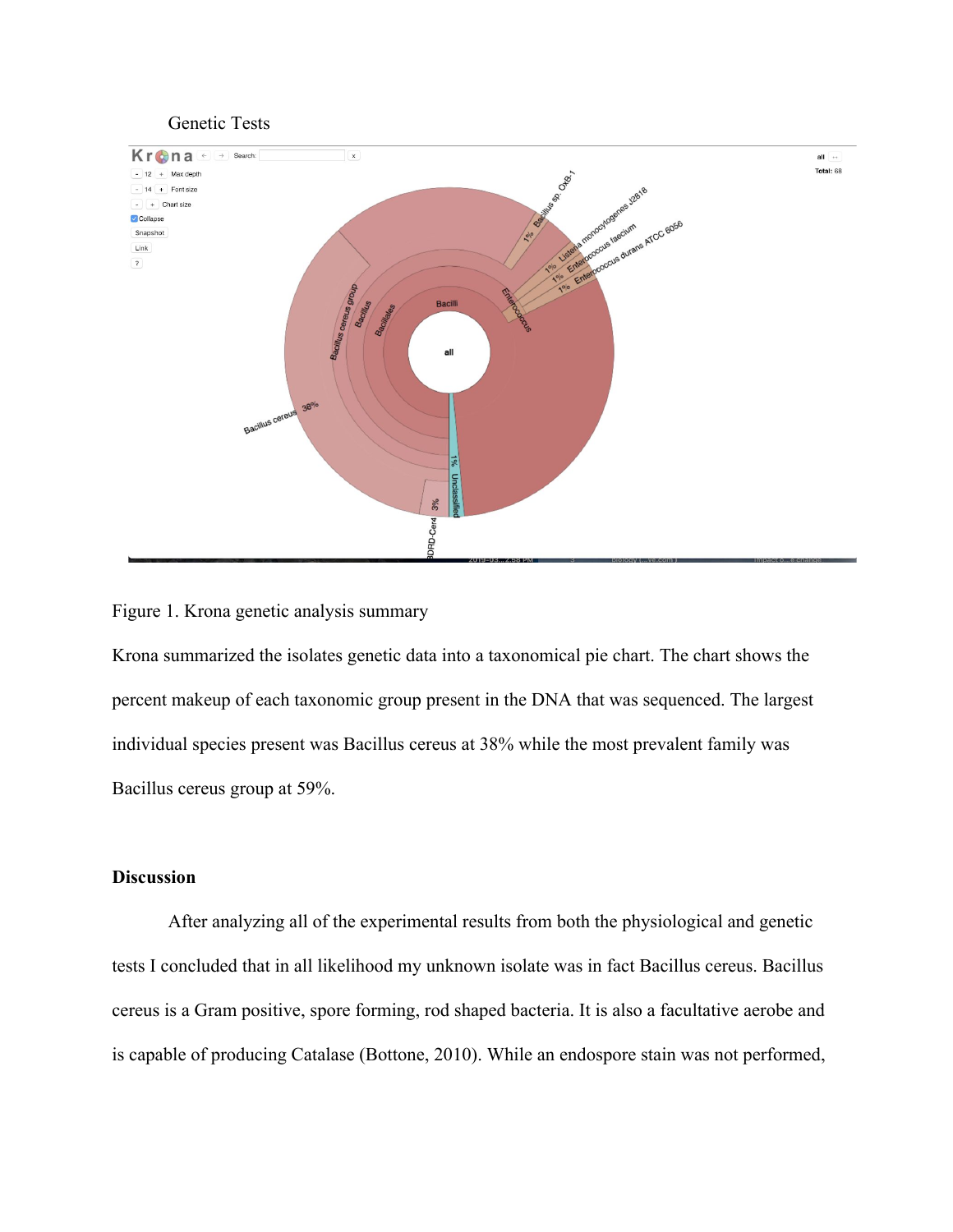Genetic Tests

Figure 1. Krona genetic analysis summary

Krona summarized the isolates genetic data into a taxonomical pie chart. The chart shows the percent makeup of each taxonomic group present in the DNA that was sequenced. The largest individual species present was Bacillus cereus at 38% while the most prevalent family was Bacillus cereus group at 59%.

**Discussion**

After analyzing all of the experimental results from both the physiological and genetic tests I concluded that in all likelihood my unknown isolate was in fact Bacillus cereus. Bacillus cereus is a Gram positive, spore forming, rod shaped bacteria. It is also a facultative aerobe and is capable of producing Catalase (Bottone, 2010). While an endospore stain was not performed,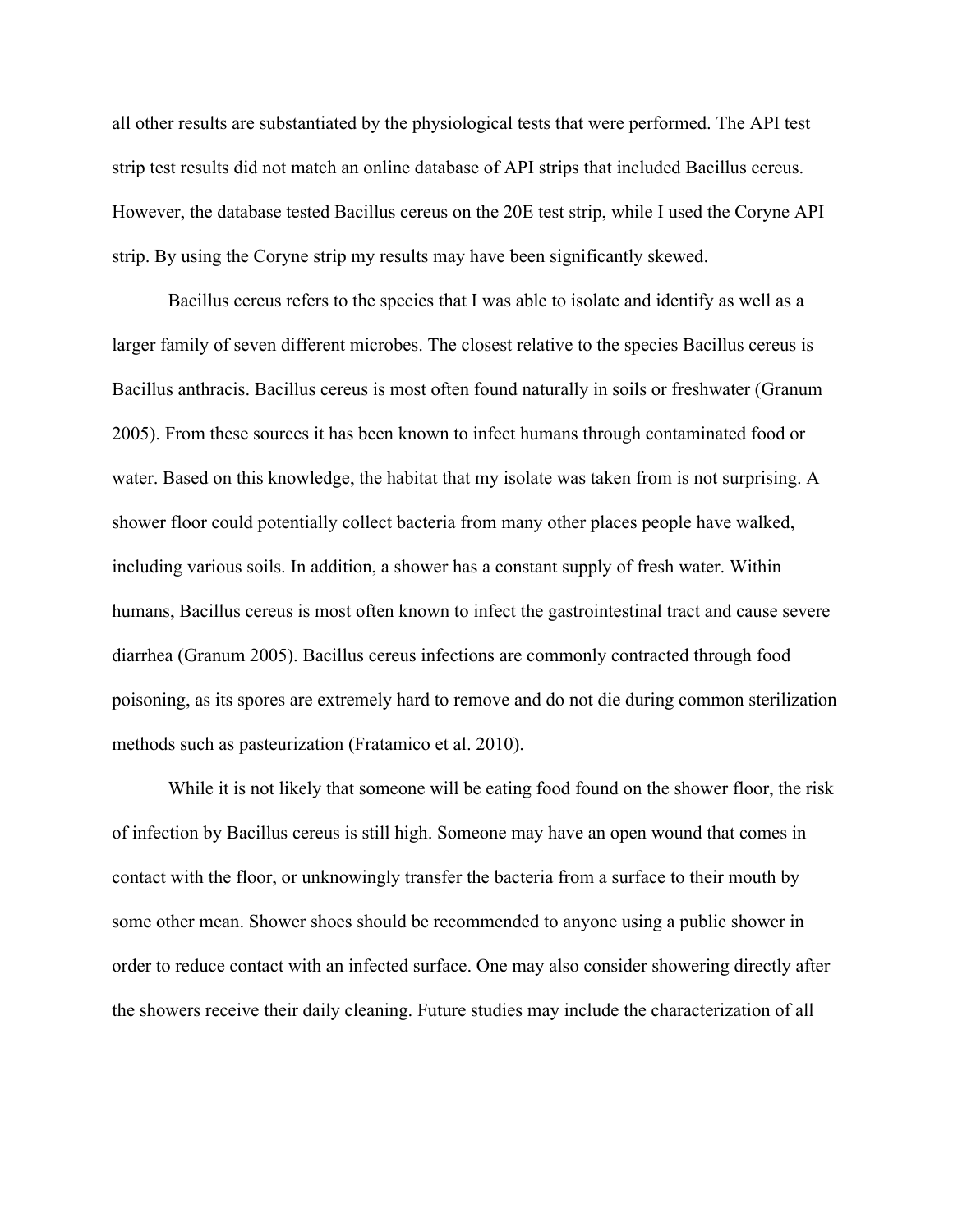all other results are substantiated by the physiological tests that were performed. The API test strip test results did not match an online database of API strips that included Bacillus cereus. However, the database tested Bacillus cereus on the 20E test strip, while I used the Coryne API strip. By using the Coryne strip my results may have been significantly skewed.

Bacillus cereus refers to the species that I was able to isolate and identify as well as a larger family of seven different microbes. The closest relative to the species Bacillus cereus is Bacillus anthracis. Bacillus cereus is most often found naturally in soils or freshwater (Granum 2005). From these sources it has been known to infect humans through contaminated food or water. Based on this knowledge, the habitat that my isolate was taken from is not surprising. A shower floor could potentially collect bacteria from many other places people have walked, including various soils. In addition, a shower has a constant supply of fresh water. Within humans, Bacillus cereus is most often known to infect the gastrointestinal tract and cause severe diarrhea (Granum 2005). Bacillus cereus infections are commonly contracted through food poisoning, as its spores are extremely hard to remove and do not die during common sterilization methods such as pasteurization (Fratamico et al. 2010).

While it is not likely that someone will be eating food found on the shower floor, the risk of infection by Bacillus cereus is still high. Someone may have an open wound that comes in contact with the floor, or unknowingly transfer the bacteria from a surface to their mouth by some other mean. Shower shoes should be recommended to anyone using a public shower in order to reduce contact with an infected surface. One may also consider showering directly after the showers receive their daily cleaning. Future studies may include the characterization of all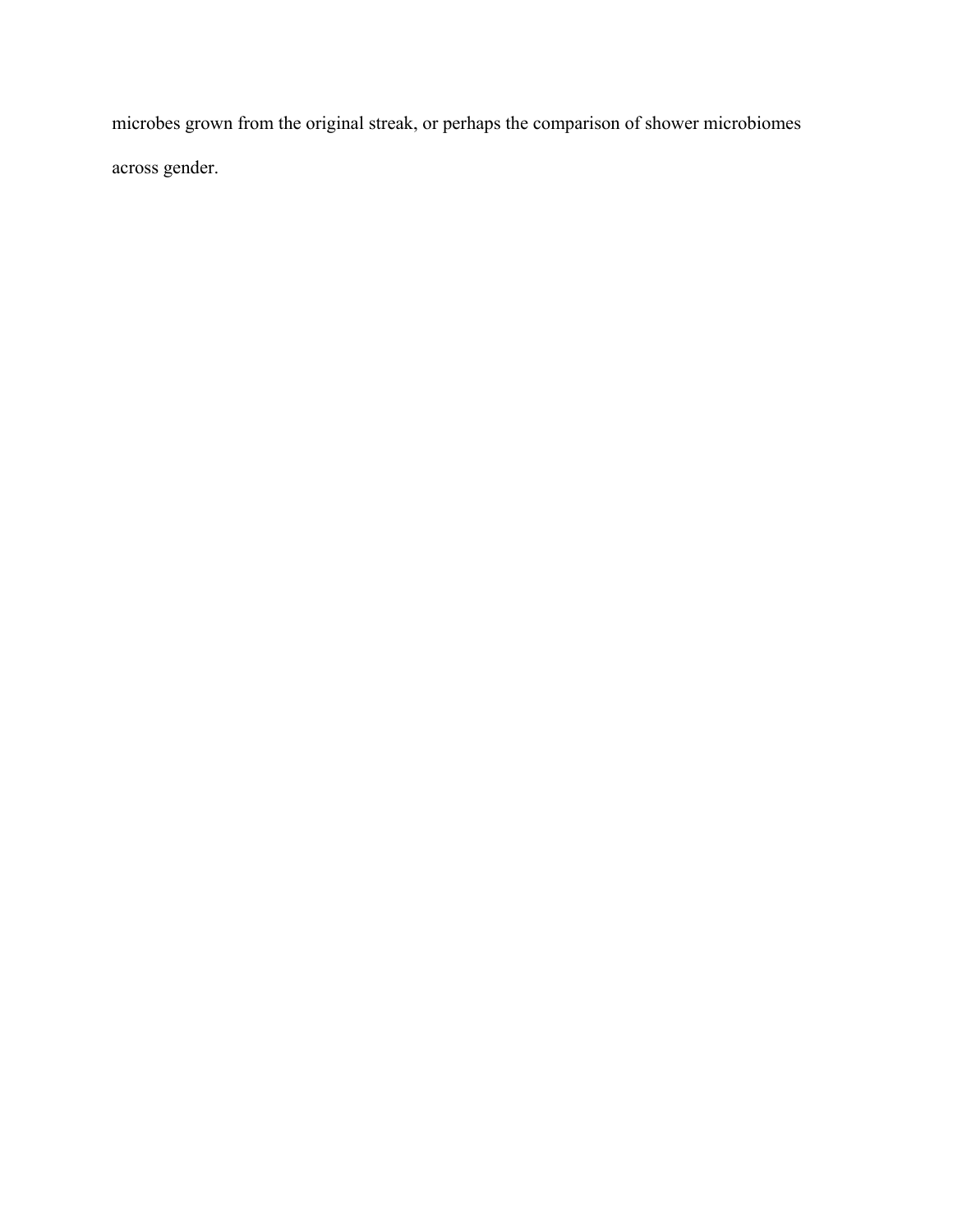microbes grown from the original streak, or perhaps the comparison of shower microbiomes across gender.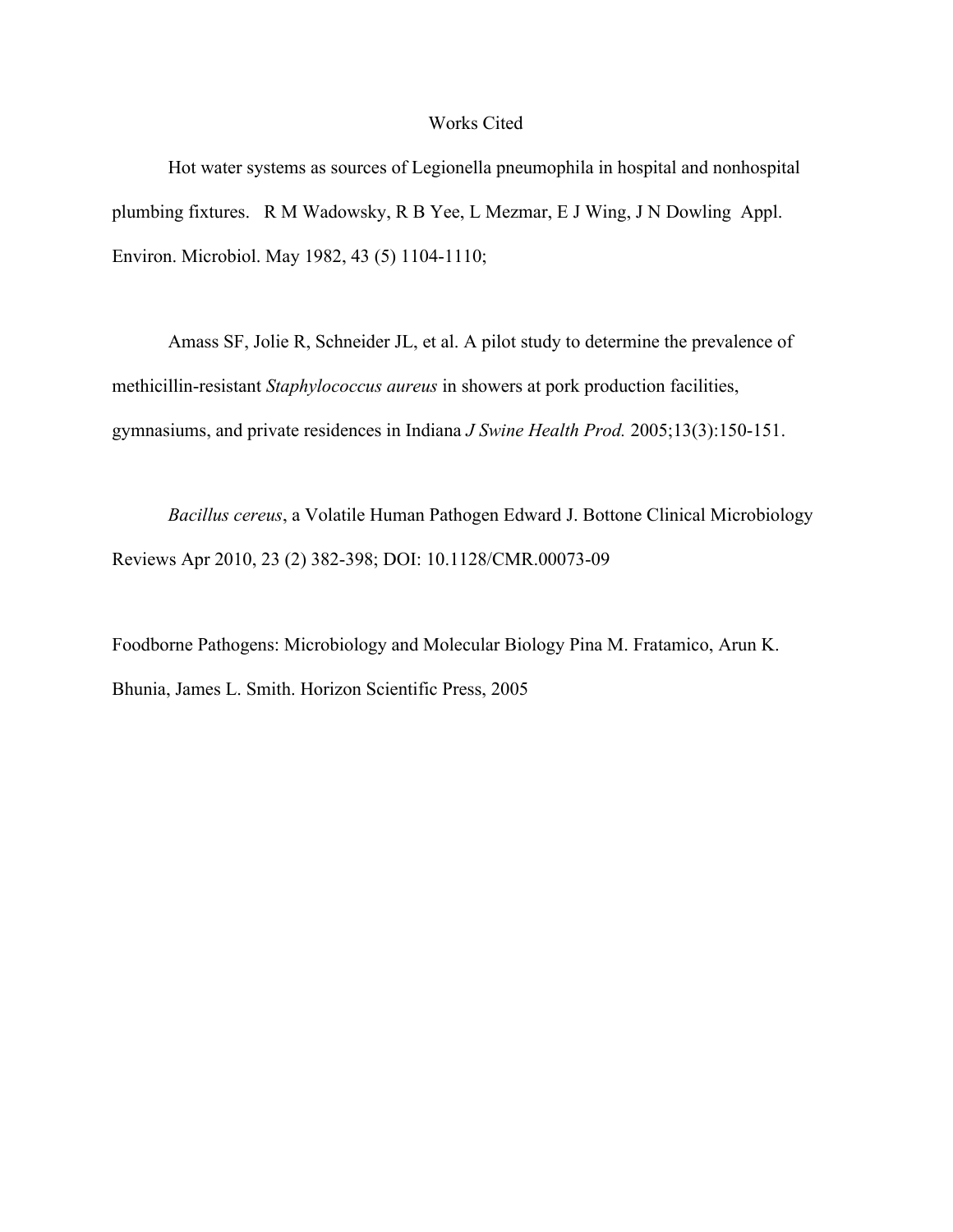# Works Cited

Hot water systems as sources of Legionella pneumophila in hospital and nonhospital plumbing fixtures. R M Wadowsky, R B Yee, L Mezmar, E J Wing, J N Dowling Appl. Environ. Microbiol. May 1982, 43 (5) 1104-1110;

Amass SF, Jolie R, Schneider JL, et al. A pilot study to determine the prevalence of methicillin-resistant *Staphylococcus aureus* in showers at pork production facilities, gymnasiums, and private residences in Indiana *J Swine Health Prod.* 2005;13(3):150-151.

*Bacillus cereus*, a Volatile Human Pathogen Edward J. Bottone Clinical Microbiology Reviews Apr 2010, 23 (2) 382-398; DOI: 10.1128/CMR.00073-09

Foodborne Pathogens: Microbiology and Molecular Biology Pina M. Fratamico, Arun K. Bhunia, James L. Smith. Horizon Scientific Press, 2005